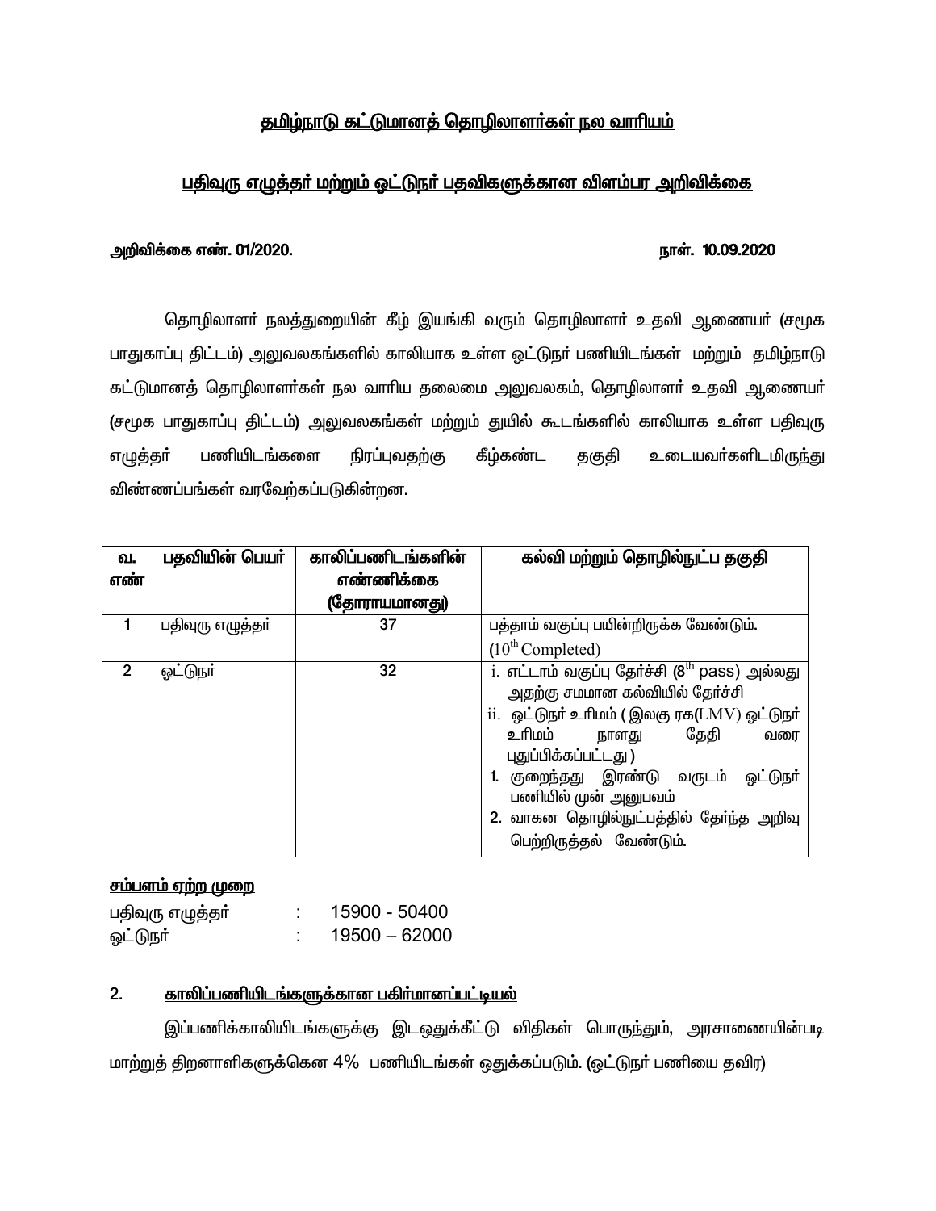# தமிழ்நாடு கட்டுமானத் தொழிலாளர்கள் நல வாரியம்

## பதிவுரு எழுத்தர் மற்றும் ஓட்டுநர் பதவிகளுக்கான விளம்பர அறிவிக்கை

**அறிவிக்கை எண். 01/2020.** **நாள். 10.09.2020**

தொழிலாளர் நலத்துறையின் கீழ் இயங்கி வரும் தொழிலாளர் உதவி ஆணையர் (சமூக பாதுகாப்பு திட்டம்) அலுவலகங்களில் காலியாக உள்ள ஓட்டுநர் பணியிடங்கள் மற்றும் தமிழ்நாடு கட்டுமானத் தொழிலாளர்கள் நல வாரிய தலைமை அலுவலகம், தொழிலாளர் உதவி ஆணையர் (சமூக பாதுகாப்பு திட்டம்) அலுவலகங்கள் மற்றும் துயில் கூடங்களில் காலியாக உள்ள பதிவுரு எழுத்தர் பணியிடங்களை நிரப்புவதற்கு கீழ்கண்ட தகுதி உடையவர்களிடமிருந்து விண்ணப்பங்கள் வரவேற்கப்படுகின்றன.

| வ. எண் | பதவியின் பெயர் | காலிப்பணிடங்களின் எண்ணிக்கை (தோராயமானது) | கல்வி மற்றும் தொழில்நுட்ப தகுதி |
|---|---|---|---|
| 1 | பதிவுரு எழுத்தர் | 37 | பத்தாம் வகுப்பு பயின்றிருக்க வேண்டும். ($10^{th}$ Completed) |
| 2 | ஓட்டுநர் | 32 | i. எட்டாம் வகுப்பு தேர்ச்சி ($8^{th}$ pass) அல்லது அதற்கு சமமான கல்வியில் தேர்ச்சி<br>ii. ஓட்டுநர் உரிமம் ( இலகு ரக(LMV) ஓட்டுநர் உரிமம் நாளது தேதி வரை புதுப்பிக்கப்பட்டது )<br>1. குறைந்தது இரண்டு வருடம் ஓட்டுநர் பணியில் முன் அனுபவம்<br>2. வாகன தொழில்நுட்பத்தில் தேர்ந்த அறிவு பெற்றிருத்தல் வேண்டும். |

**சம்பளம் ஏற்ற முறை**

| | | |
|---|---|---|
| பதிவுரு எழுத்தர் | : | 15900 - 50400 |
| ஓட்டுநர் | : | 19500 – 62000 |

## 2. காலிப்பணியிடங்களுக்கான பகிர்மானப்பட்டியல்

இப்பணிக்காலியிடங்களுக்கு இடஒதுக்கீட்டு விதிகள் பொருந்தும், அரசாணையின்படி மாற்றுத் திறனாளிகளுக்கென 4% பணியிடங்கள் ஒதுக்கப்படும். (ஓட்டுநர் பணியை தவிர)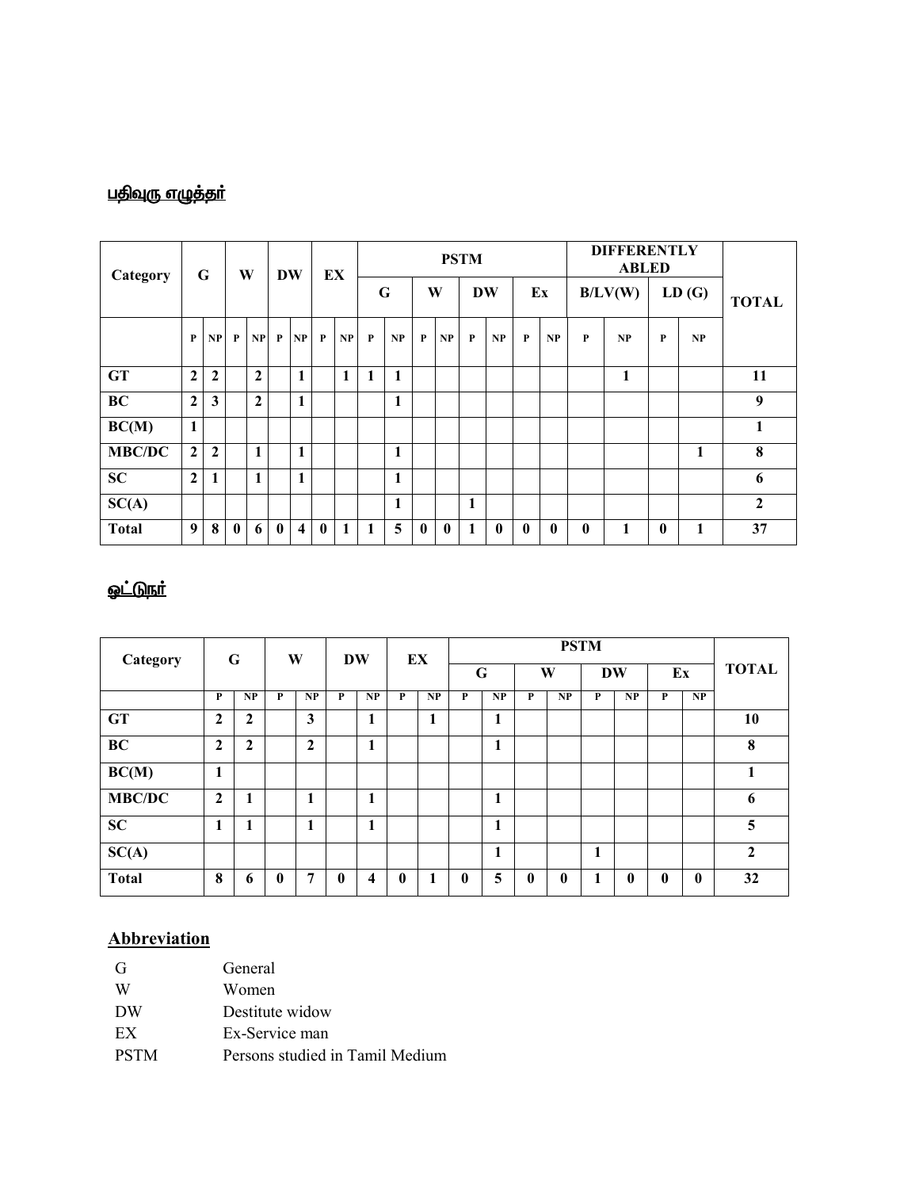## பதிவுரு எழுத்தர்

| Category | G | | W | | DW | | EX | | PSTM | | | | | | | | DIFFERENTLY ABLED | | | | TOTAL |
|---|---|---|---|---|---|---|---|---|---|---|---|---|---|---|---|---|---|---|---|---|---|
| | | | | | | | | | G | | W | | DW | | Ex | | B/LV(W) | | LD (G) | | |
| | P | NP | P | NP | P | NP | P | NP | P | NP | P | NP | P | NP | P | NP | P | NP | P | NP | |
| GT | 2 | 2 | | 2 | | 1 | | 1 | 1 | 1 | | | | | | | | 1 | | | 11 |
| BC | 2 | 3 | | 2 | | 1 | | | | 1 | | | | | | | | | | | 9 |
| BC(M) | 1 | | | | | | | | | | | | | | | | | | | | 1 |
| MBC/DC | 2 | 2 | | 1 | | 1 | | | | 1 | | | | | | | | | | 1 | 8 |
| SC | 2 | 1 | | 1 | | 1 | | | | 1 | | | | | | | | | | | 6 |
| SC(A) | | | | | | | | | | 1 | | | 1 | | | | | | | | 2 |
| Total | 9 | 8 | 0 | 6 | 0 | 4 | 0 | 1 | 1 | 5 | 0 | 0 | 1 | 0 | 0 | 0 | 0 | 1 | 0 | 1 | 37 |

## ஓட்டுநர்

| Category | G | | W | | DW | | EX | | PSTM | | | | | | | | TOTAL |
|---|---|---|---|---|---|---|---|---|---|---|---|---|---|---|---|---|---|
| | | | | | | | | | G | | W | | DW | | Ex | | |
| | P | NP | P | NP | P | NP | P | NP | P | NP | P | NP | P | NP | P | NP | |
| GT | 2 | 2 | | 3 | | 1 | | 1 | | 1 | | | | | | | 10 |
| BC | 2 | 2 | | 2 | | 1 | | | | 1 | | | | | | | 8 |
| BC(M) | 1 | | | | | | | | | | | | | | | | 1 |
| MBC/DC | 2 | 1 | | 1 | | 1 | | | | 1 | | | | | | | 6 |
| SC | 1 | 1 | | 1 | | 1 | | | | 1 | | | | | | | 5 |
| SC(A) | | | | | | | | | | 1 | | | 1 | | | | 2 |
| Total | 8 | 6 | 0 | 7 | 0 | 4 | 0 | 1 | 0 | 5 | 0 | 0 | 1 | 0 | 0 | 0 | 32 |

## Abbreviation

| | |
|---|---|
| G | General |
| W | Women |
| DW | Destitute widow |
| EX | Ex-Service man |
| PSTM | Persons studied in Tamil Medium |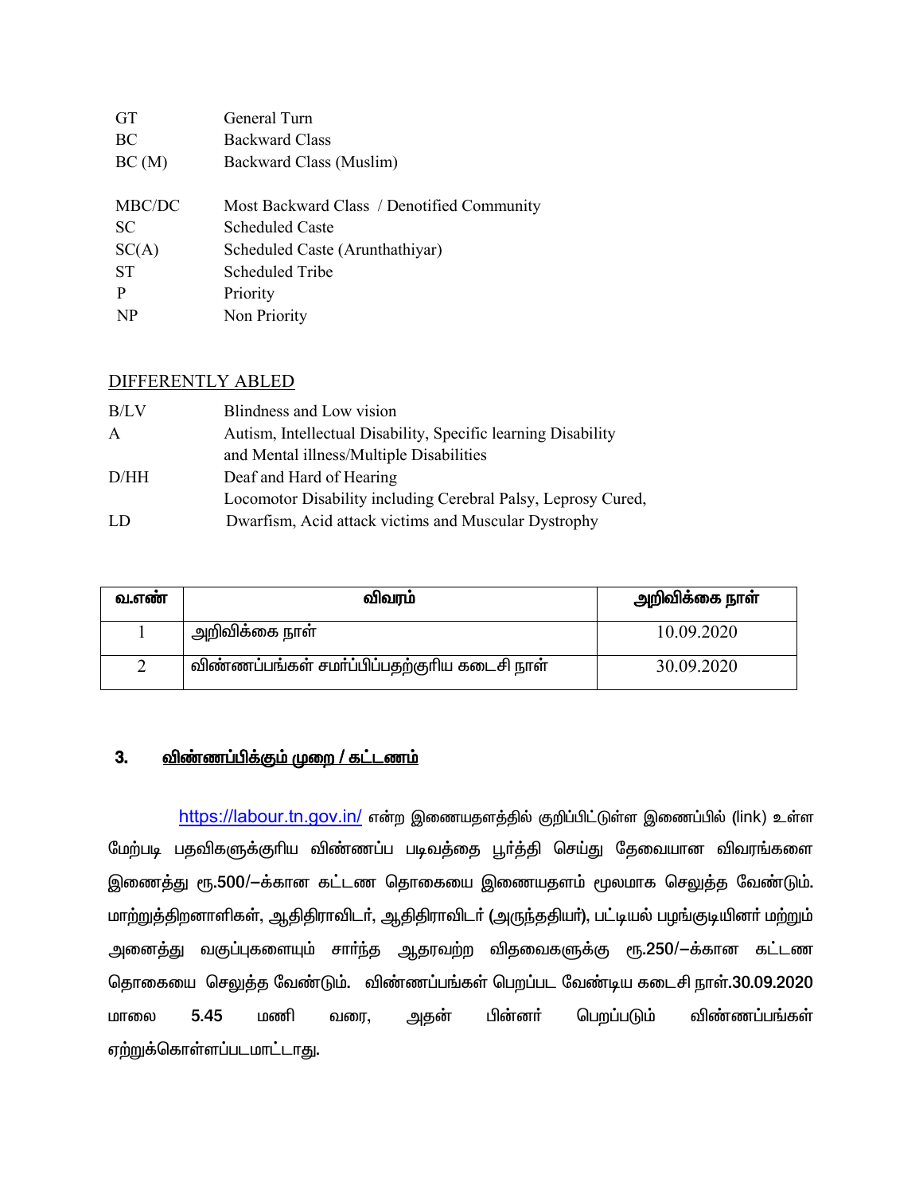| | |
|---|---|
| GT | General Turn |
| BC | Backward Class |
| BC (M) | Backward Class (Muslim) |
| MBC/DC | Most Backward Class / Denotified Community |
| SC | Scheduled Caste |
| SC(A) | Scheduled Caste (Arunthathiyar) |
| ST | Scheduled Tribe |
| P | Priority |
| NP | Non Priority |

DIFFERENTLY ABLED

| | |
|---|---|
| B/LV | Blindness and Low vision |
| A | Autism, Intellectual Disability, Specific learning Disability and Mental illness/Multiple Disabilities |
| D/HH | Deaf and Hard of Hearing |
| LD | Locomotor Disability including Cerebral Palsy, Leprosy Cured, Dwarfism, Acid attack victims and Muscular Dystrophy |

| வ.எண் | விவரம் | அறிவிக்கை நாள் |
|---|---|---|
| 1 | அறிவிக்கை நாள் | 10.09.2020 |
| 2 | விண்ணப்பங்கள் சமர்ப்பிப்பதற்குரிய கடைசி நாள் | 30.09.2020 |

## 3. விண்ணப்பிக்கும் முறை / கட்டணம்

https://labour.tn.gov.in/ என்ற இணையதளத்தில் குறிப்பிட்டுள்ள இணைப்பில் (link) உள்ள மேற்படி பதவிகளுக்குரிய விண்ணப்ப படிவத்தை பூர்த்தி செய்து தேவையான விவரங்களை இணைத்து ரூ.500/—க்கான கட்டண தொகையை இணையதளம் மூலமாக செலுத்த வேண்டும். மாற்றுத்திறனாளிகள், ஆதிதிராவிடர், ஆதிதிராவிடர் (அருந்ததியர்), பட்டியல் பழங்குடியினர் மற்றும் அனைத்து வகுப்புகளையும் சார்ந்த ஆதரவற்ற விதவைகளுக்கு ரூ.250/—க்கான கட்டண தொகையை செலுத்த வேண்டும். விண்ணப்பங்கள் பெறப்பட வேண்டிய கடைசி நாள்.**30.09.2020** மாலை **5.45** மணி வரை, அதன் பின்னர் பெறப்படும் விண்ணப்பங்கள் ஏற்றுக்கொள்ளப்படமாட்டாது.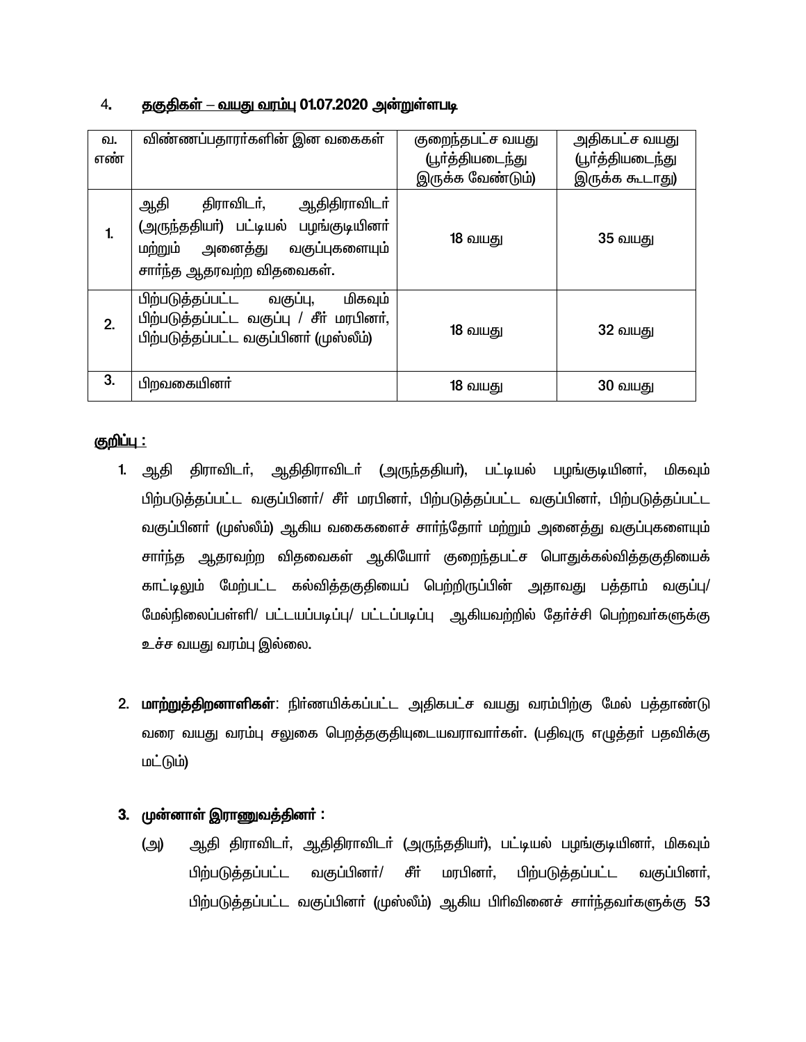## 4. தகுதிகள் – வயது வரம்பு 01.07.2020 அன்றுள்ளபடி

| வ. எண் | விண்ணப்பதாரர்களின் இன வகைகள் | குறைந்தபட்ச வயது (பூர்த்தியடைந்து இருக்க வேண்டும்) | அதிகபட்ச வயது (பூர்த்தியடைந்து இருக்க கூடாது) |
|---|---|---|---|
| 1. | ஆதி திராவிடர், ஆதிதிராவிடர் (அருந்ததியர்) பட்டியல் பழங்குடியினர் மற்றும் அனைத்து வகுப்புகளையும் சார்ந்த ஆதரவற்ற விதவைகள். | 18 வயது | 35 வயது |
| 2. | பிற்படுத்தப்பட்ட வகுப்பு, மிகவும் பிற்படுத்தப்பட்ட வகுப்பு / சீர் மரபினர், பிற்படுத்தப்பட்ட வகுப்பினர் (முஸ்லீம்) | 18 வயது | 32 வயது |
| 3. | பிறவகையினர் | 18 வயது | 30 வயது |

**குறிப்பு :**

1. ஆதி திராவிடர், ஆதிதிராவிடர் (அருந்ததியர்), பட்டியல் பழங்குடியினர், மிகவும் பிற்படுத்தப்பட்ட வகுப்பினர்/ சீர் மரபினர், பிற்படுத்தப்பட்ட வகுப்பினர், பிற்படுத்தப்பட்ட வகுப்பினர் (முஸ்லீம்) ஆகிய வகைகளைச் சார்ந்தோர் மற்றும் அனைத்து வகுப்புகளையும் சார்ந்த ஆதரவற்ற விதவைகள் ஆகியோர் குறைந்தபட்ச பொதுக்கல்வித்தகுதியைக் காட்டிலும் மேற்பட்ட கல்வித்தகுதியைப் பெற்றிருப்பின் அதாவது பத்தாம் வகுப்பு/ மேல்நிலைப்பள்ளி/ பட்டயப்படிப்பு/ பட்டப்படிப்பு ஆகியவற்றில் தேர்ச்சி பெற்றவர்களுக்கு உச்ச வயது வரம்பு இல்லை.

2. **மாற்றுத்திறனாளிகள்**: நிர்ணயிக்கப்பட்ட அதிகபட்ச வயது வரம்பிற்கு மேல் பத்தாண்டு வரை வயது வரம்பு சலுகை பெறத்தகுதியுடையவராவார்கள். (பதிவுரு எழுத்தர் பதவிக்கு மட்டும்)

3. **முன்னாள் இராணுவத்தினர் :**

   (அ) ஆதி திராவிடர், ஆதிதிராவிடர் (அருந்ததியர்), பட்டியல் பழங்குடியினர், மிகவும் பிற்படுத்தப்பட்ட வகுப்பினர்/ சீர் மரபினர், பிற்படுத்தப்பட்ட வகுப்பினர், பிற்படுத்தப்பட்ட வகுப்பினர் (முஸ்லீம்) ஆகிய பிரிவினைச் சார்ந்தவர்களுக்கு 53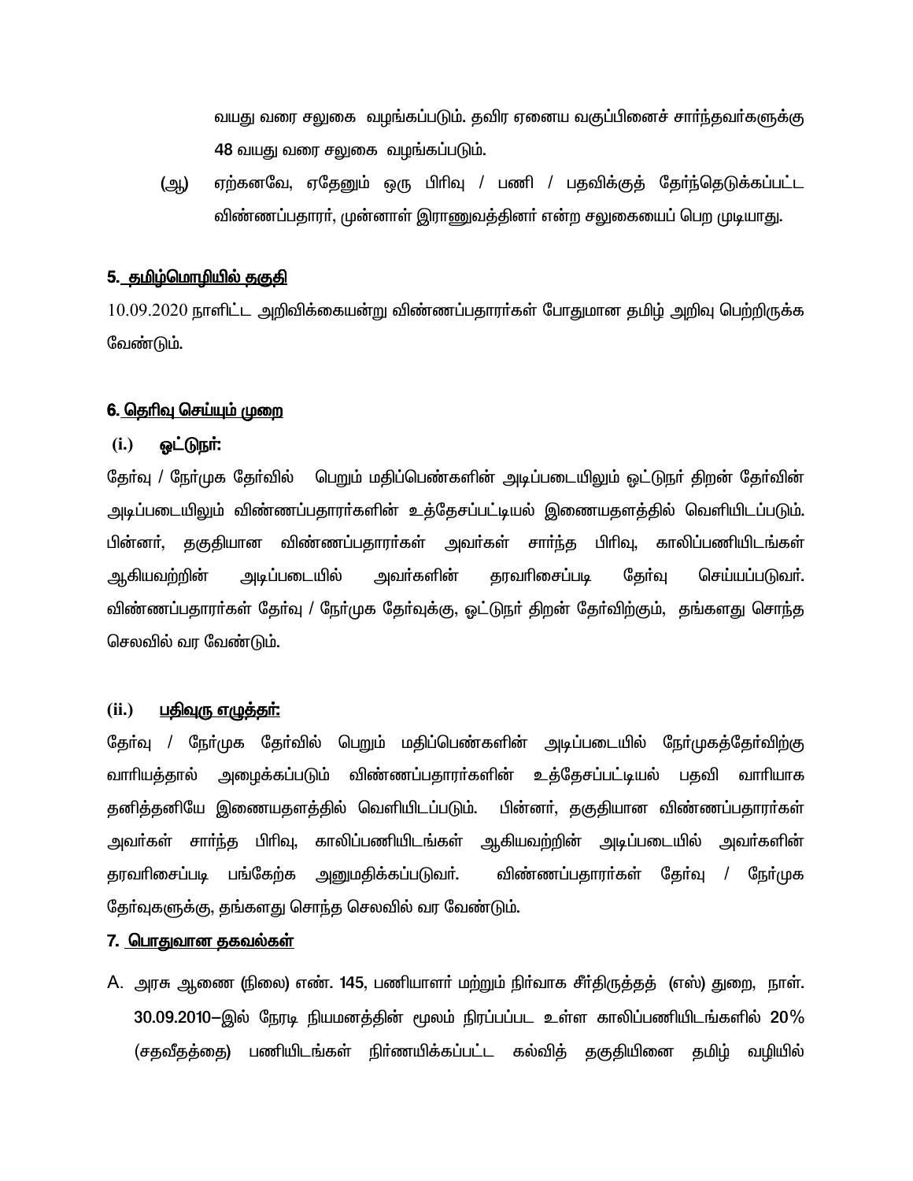வயது வரை சலுகை வழங்கப்படும். தவிர ஏனைய வகுப்பினைச் சார்ந்தவர்களுக்கு 48 வயது வரை சலுகை வழங்கப்படும்.

(ஆ) ஏற்கனவே, ஏதேனும் ஒரு பிரிவு / பணி / பதவிக்குத் தேர்ந்தெடுக்கப்பட்ட விண்ணப்பதாரர், முன்னாள் இராணுவத்தினர் என்ற சலுகையைப் பெற முடியாது.

**5. <u>தமிழ்மொழியில் தகுதி</u>**

10.09.2020 நாளிட்ட அறிவிக்கையன்று விண்ணப்பதாரர்கள் போதுமான தமிழ் அறிவு பெற்றிருக்க வேண்டும்.

**6. <u>தெரிவு செய்யும் முறை</u>**

**(i.) <u>ஓட்டுநர்:</u>**

தேர்வு / நேர்முக தேர்வில் பெறும் மதிப்பெண்களின் அடிப்படையிலும் ஓட்டுநர் திறன் தேர்வின் அடிப்படையிலும் விண்ணப்பதாரர்களின் உத்தேசப்பட்டியல் இணையதளத்தில் வெளியிடப்படும். பின்னர், தகுதியான விண்ணப்பதாரர்கள் அவர்கள் சார்ந்த பிரிவு, காலிப்பணியிடங்கள் ஆகியவற்றின் அடிப்படையில் அவர்களின் தரவரிசைப்படி தேர்வு செய்யப்படுவர். விண்ணப்பதாரர்கள் தேர்வு / நேர்முக தேர்வுக்கு, ஓட்டுநர் திறன் தேர்விற்கும், தங்களது சொந்த செலவில் வர வேண்டும்.

**(ii.) <u>பதிவுரு எழுத்தர்:</u>**

தேர்வு / நேர்முக தேர்வில் பெறும் மதிப்பெண்களின் அடிப்படையில் நேர்முகத்தேர்விற்கு வாரியத்தால் அழைக்கப்படும் விண்ணப்பதாரர்களின் உத்தேசப்பட்டியல் பதவி வாரியாக தனித்தனியே இணையதளத்தில் வெளியிடப்படும். பின்னர், தகுதியான விண்ணப்பதாரர்கள் அவர்கள் சார்ந்த பிரிவு, காலிப்பணியிடங்கள் ஆகியவற்றின் அடிப்படையில் அவர்களின் தரவரிசைப்படி பங்கேற்க அனுமதிக்கப்படுவர். விண்ணப்பதாரர்கள் தேர்வு / நேர்முக தேர்வுகளுக்கு, தங்களது சொந்த செலவில் வர வேண்டும்.

**7. <u>பொதுவான தகவல்கள்</u>**

A. அரசு ஆணை (நிலை) எண். 145, பணியாளர் மற்றும் நிர்வாக சீர்திருத்தத் (எஸ்) துறை, நாள். 30.09.2010–இல் நேரடி நியமனத்தின் மூலம் நிரப்பப்பட உள்ள காலிப்பணியிடங்களில் 20% (சதவீதத்தை) பணியிடங்கள் நிர்ணயிக்கப்பட்ட கல்வித் தகுதியினை தமிழ் வழியில்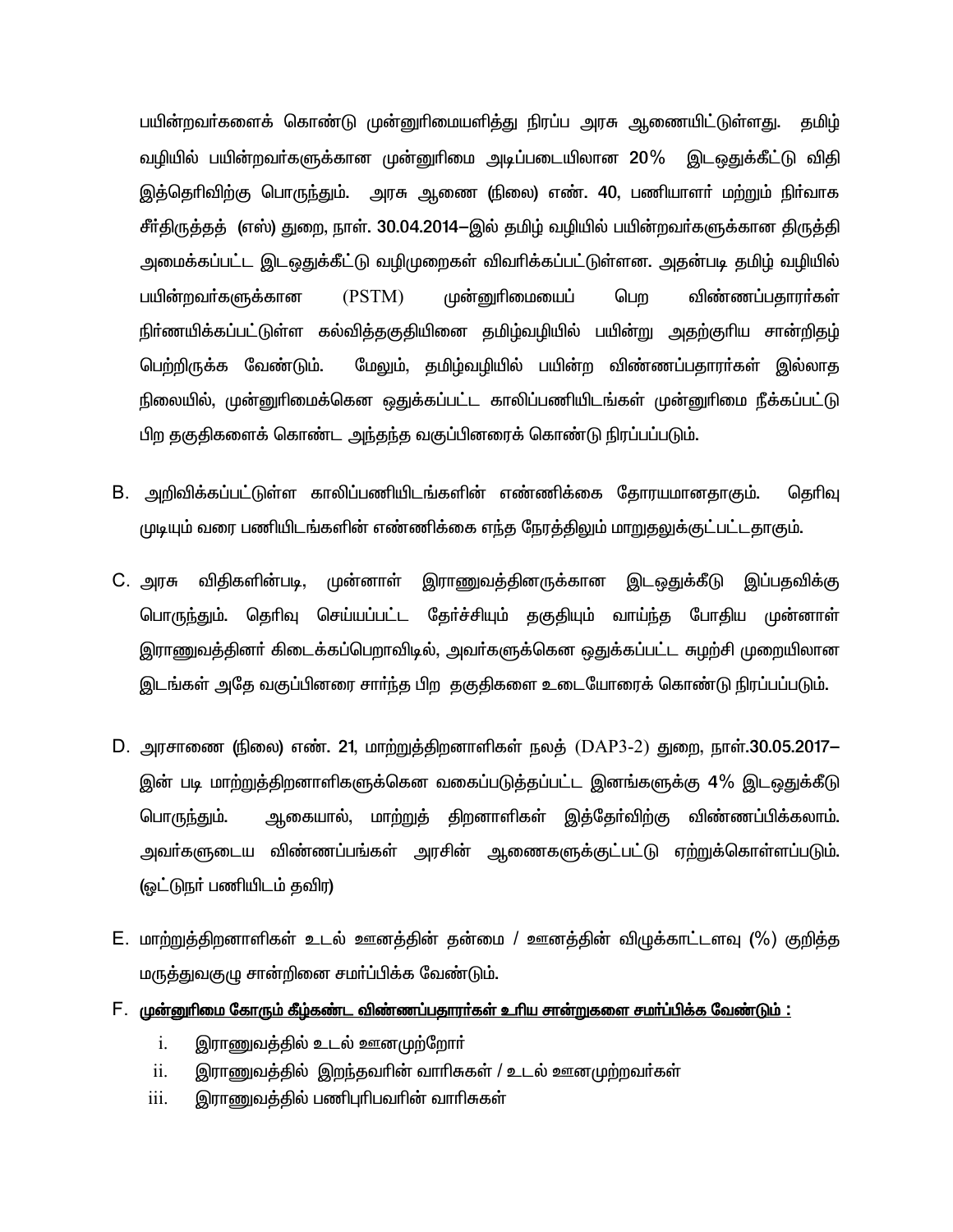பயின்றவர்களைக் கொண்டு முன்னுரிமையளித்து நிரப்ப அரசு ஆணையிட்டுள்ளது. தமிழ் வழியில் பயின்றவர்களுக்கான முன்னுரிமை அடிப்படையிலான 20% இடஒதுக்கீட்டு விதி இத்தெரிவிற்கு பொருந்தும். அரசு ஆணை (நிலை) எண். 40, பணியாளர் மற்றும் நிர்வாக சீர்திருத்தத் (எஸ்) துறை, நாள். 30.04.2014–இல் தமிழ் வழியில் பயின்றவர்களுக்கான திருத்தி அமைக்கப்பட்ட இடஒதுக்கீட்டு வழிமுறைகள் விவரிக்கப்பட்டுள்ளன. அதன்படி தமிழ் வழியில் பயின்றவர்களுக்கான (PSTM) முன்னுரிமையைப் பெற விண்ணப்பதாரர்கள் நிர்ணயிக்கப்பட்டுள்ள கல்வித்தகுதியினை தமிழ்வழியில் பயின்று அதற்குரிய சான்றிதழ் பெற்றிருக்க வேண்டும். மேலும், தமிழ்வழியில் பயின்ற விண்ணப்பதாரர்கள் இல்லாத நிலையில், முன்னுரிமைக்கென ஒதுக்கப்பட்ட காலிப்பணியிடங்கள் முன்னுரிமை நீக்கப்பட்டு பிற தகுதிகளைக் கொண்ட அந்தந்த வகுப்பினரைக் கொண்டு நிரப்பப்படும்.

B. அறிவிக்கப்பட்டுள்ள காலிப்பணியிடங்களின் எண்ணிக்கை தோரயமானதாகும். தெரிவு முடியும் வரை பணியிடங்களின் எண்ணிக்கை எந்த நேரத்திலும் மாறுதலுக்குட்பட்டதாகும்.

C. அரசு விதிகளின்படி, முன்னாள் இராணுவத்தினருக்கான இடஒதுக்கீடு இப்பதவிக்கு பொருந்தும். தெரிவு செய்யப்பட்ட தேர்ச்சியும் தகுதியும் வாய்ந்த போதிய முன்னாள் இராணுவத்தினர் கிடைக்கப்பெறாவிடில், அவர்களுக்கென ஒதுக்கப்பட்ட சுழற்சி முறையிலான இடங்கள் அதே வகுப்பினரை சார்ந்த பிற தகுதிகளை உடையோரைக் கொண்டு நிரப்பப்படும்.

D. அரசாணை (நிலை) எண். 21, மாற்றுத்திறனாளிகள் நலத் (DAP3-2) துறை, நாள்.30.05.2017– இன் படி மாற்றுத்திறனாளிகளுக்கென வகைப்படுத்தப்பட்ட இனங்களுக்கு 4% இடஒதுக்கீடு பொருந்தும். ஆகையால், மாற்றுத் திறனாளிகள் இத்தேர்விற்கு விண்ணப்பிக்கலாம். அவர்களுடைய விண்ணப்பங்கள் அரசின் ஆணைகளுக்குட்பட்டு ஏற்றுக்கொள்ளப்படும். (ஓட்டுநர் பணியிடம் தவிர)

E. மாற்றுத்திறனாளிகள் உடல் ஊனத்தின் தன்மை / ஊனத்தின் விழுக்காட்டளவு (%) குறித்த மருத்துவகுழு சான்றினை சமர்ப்பிக்க வேண்டும்.

F. <u>முன்னுரிமை கோரும் கீழ்கண்ட விண்ணப்பதாரர்கள் உரிய சான்றுகளை சமர்ப்பிக்க வேண்டும் :</u>

i. இராணுவத்தில் உடல் ஊனமுற்றோர்

ii. இராணுவத்தில் இறந்தவரின் வாரிசுகள் / உடல் ஊனமுற்றவர்கள்

iii. இராணுவத்தில் பணிபுரிபவரின் வாரிசுகள்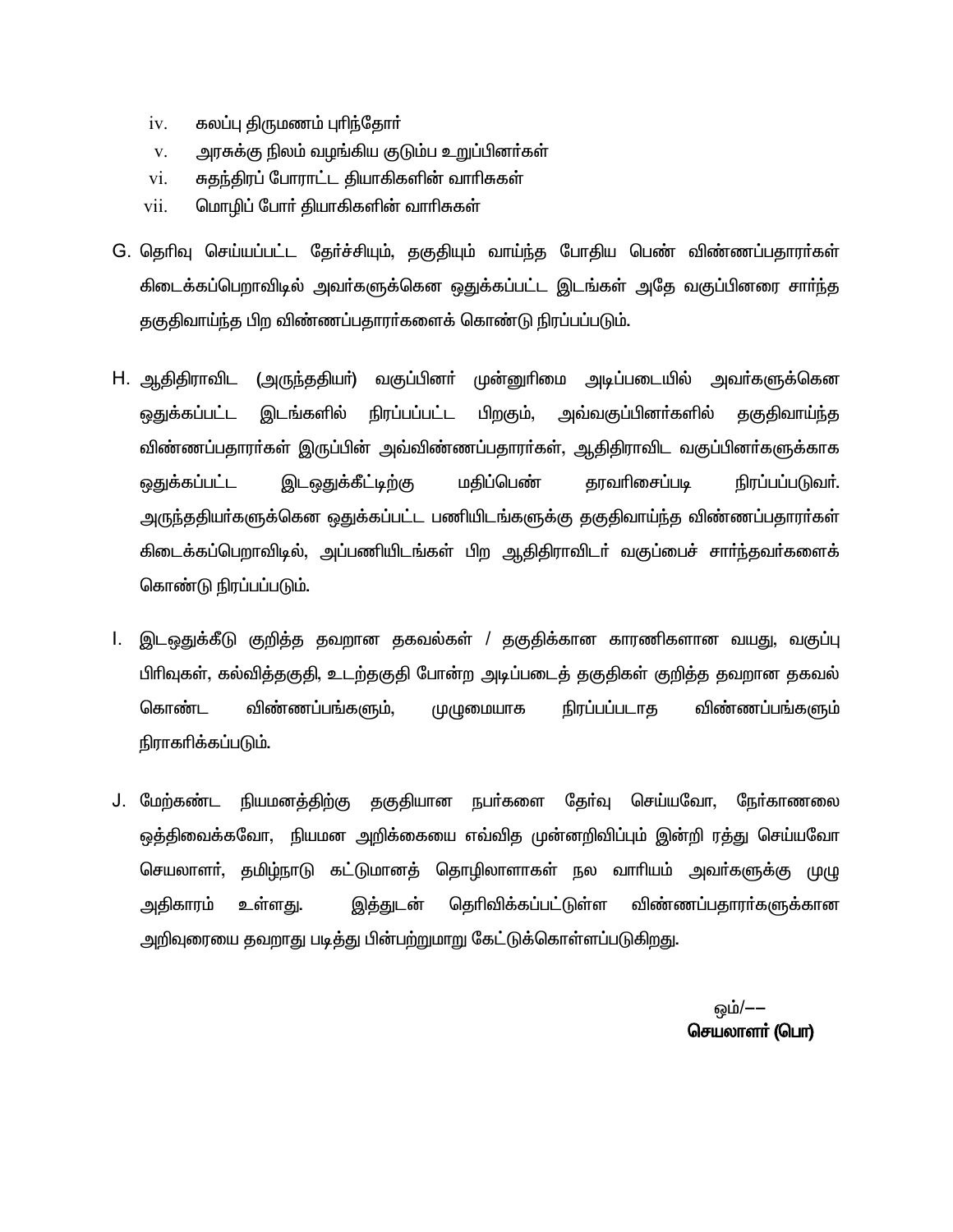iv. கலப்பு திருமணம் புரிந்தோர்

v. அரசுக்கு நிலம் வழங்கிய குடும்ப உறுப்பினர்கள்

vi. சுதந்திரப் போராட்ட தியாகிகளின் வாரிசுகள்

vii. மொழிப் போர் தியாகிகளின் வாரிசுகள்

G. தெரிவு செய்யப்பட்ட தேர்ச்சியும், தகுதியும் வாய்ந்த போதிய பெண் விண்ணப்பதாரர்கள் கிடைக்கப்பெறாவிடில் அவர்களுக்கென ஒதுக்கப்பட்ட இடங்கள் அதே வகுப்பினரை சார்ந்த தகுதிவாய்ந்த பிற விண்ணப்பதாரர்களைக் கொண்டு நிரப்பப்படும்.

H. ஆதிதிராவிட (அருந்ததியர்) வகுப்பினர் முன்னுரிமை அடிப்படையில் அவர்களுக்கென ஒதுக்கப்பட்ட இடங்களில் நிரப்பப்பட்ட பிறகும், அவ்வகுப்பினர்களில் தகுதிவாய்ந்த விண்ணப்பதாரர்கள் இருப்பின் அவ்விண்ணப்பதாரர்கள், ஆதிதிராவிட வகுப்பினர்களுக்காக ஒதுக்கப்பட்ட இடஒதுக்கீட்டிற்கு மதிப்பெண் தரவரிசைப்படி நிரப்பப்படுவர். அருந்ததியர்களுக்கென ஒதுக்கப்பட்ட பணியிடங்களுக்கு தகுதிவாய்ந்த விண்ணப்பதாரர்கள் கிடைக்கப்பெறாவிடில், அப்பணியிடங்கள் பிற ஆதிதிராவிடர் வகுப்பைச் சார்ந்தவர்களைக் கொண்டு நிரப்பப்படும்.

I. இடஒதுக்கீடு குறித்த தவறான தகவல்கள் / தகுதிக்கான காரணிகளான வயது, வகுப்பு பிரிவுகள், கல்வித்தகுதி, உடற்தகுதி போன்ற அடிப்படைத் தகுதிகள் குறித்த தவறான தகவல் கொண்ட விண்ணப்பங்களும், முழுமையாக நிரப்பப்படாத விண்ணப்பங்களும் நிராகரிக்கப்படும்.

J. மேற்கண்ட நியமனத்திற்கு தகுதியான நபர்களை தேர்வு செய்யவோ, நேர்காணலை ஒத்திவைக்கவோ, நியமன அறிக்கையை எவ்வித முன்னறிவிப்பும் இன்றி ரத்து செய்யவோ செயலாளர், தமிழ்நாடு கட்டுமானத் தொழிலாளர்கள் நல வாரியம் அவர்களுக்கு முழு அதிகாரம் உள்ளது. இத்துடன் தெரிவிக்கப்பட்டுள்ள விண்ணப்பதாரர்களுக்கான அறிவுரையை தவறாது படித்து பின்பற்றுமாறு கேட்டுக்கொள்ளப்படுகிறது.

ஒம்/——

**செயலாளர் (பொ)**